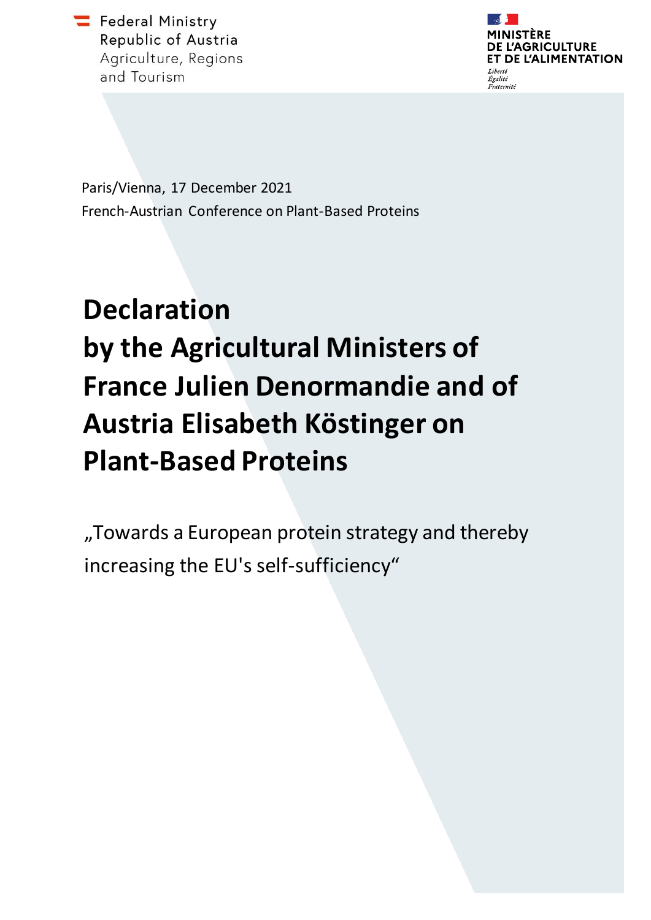Federal Ministry
Republic of Austria
Agriculture, Regions
and Tourism

MINISTÈRE
DE L'AGRICULTURE
ET DE L'ALIMENTATION

*Liberté*
*Égalité*
*Fraternité*

Paris/Vienna, 17 December 2021
French-Austrian Conference on Plant-Based Proteins

# Declaration by the Agricultural Ministers of France Julien Denormandie and of Austria Elisabeth Köstinger on Plant-Based Proteins

„Towards a European protein strategy and thereby increasing the EU's self-sufficiency"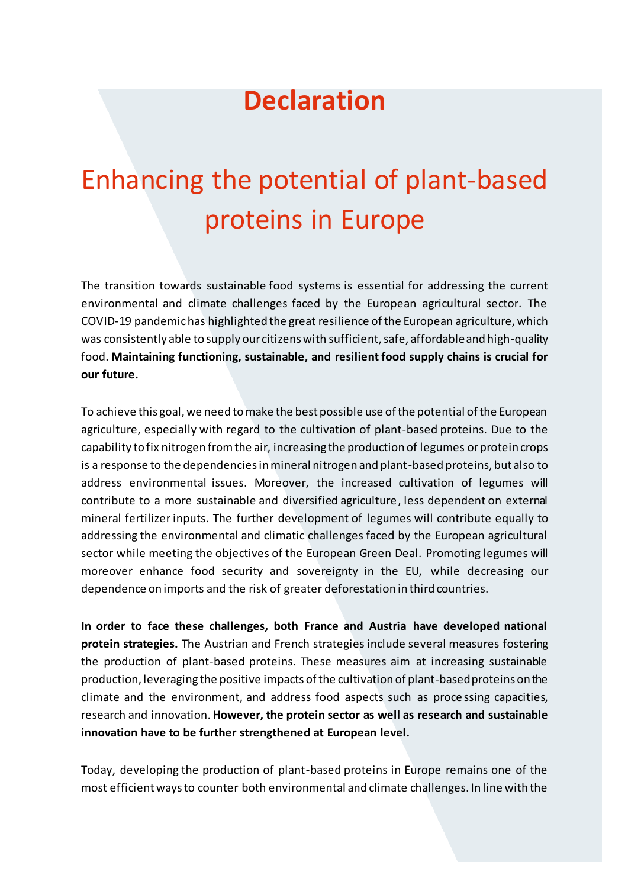# Declaration

# Enhancing the potential of plant-based proteins in Europe

The transition towards sustainable food systems is essential for addressing the current environmental and climate challenges faced by the European agricultural sector. The COVID-19 pandemic has highlighted the great resilience of the European agriculture, which was consistently able to supply our citizens with sufficient, safe, affordable and high-quality food. **Maintaining functioning, sustainable, and resilient food supply chains is crucial for our future.**

To achieve this goal, we need to make the best possible use of the potential of the European agriculture, especially with regard to the cultivation of plant-based proteins. Due to the capability to fix nitrogen from the air, increasing the production of legumes or protein crops is a response to the dependencies in mineral nitrogen and plant-based proteins, but also to address environmental issues. Moreover, the increased cultivation of legumes will contribute to a more sustainable and diversified agriculture, less dependent on external mineral fertilizer inputs. The further development of legumes will contribute equally to addressing the environmental and climatic challenges faced by the European agricultural sector while meeting the objectives of the European Green Deal. Promoting legumes will moreover enhance food security and sovereignty in the EU, while decreasing our dependence on imports and the risk of greater deforestation in third countries.

**In order to face these challenges, both France and Austria have developed national protein strategies.** The Austrian and French strategies include several measures fostering the production of plant-based proteins. These measures aim at increasing sustainable production, leveraging the positive impacts of the cultivation of plant-based proteins on the climate and the environment, and address food aspects such as processing capacities, research and innovation. **However, the protein sector as well as research and sustainable innovation have to be further strengthened at European level.**

Today, developing the production of plant-based proteins in Europe remains one of the most efficient ways to counter both environmental and climate challenges. In line with the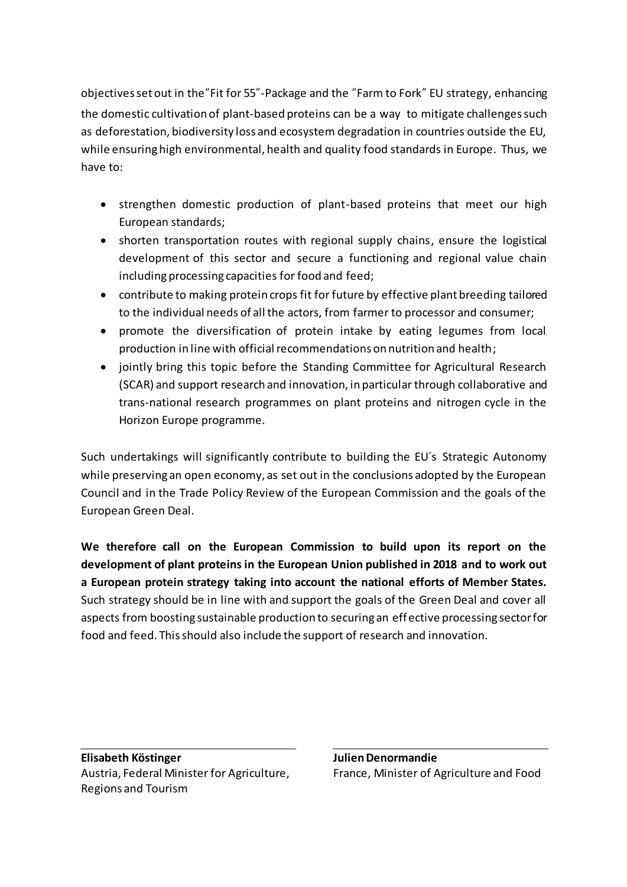objectives set out in the "Fit for 55"-Package and the "Farm to Fork" EU strategy, enhancing the domestic cultivation of plant-based proteins can be a way to mitigate challenges such as deforestation, biodiversity loss and ecosystem degradation in countries outside the EU, while ensuring high environmental, health and quality food standards in Europe. Thus, we have to:

- strengthen domestic production of plant-based proteins that meet our high European standards;
- shorten transportation routes with regional supply chains, ensure the logistical development of this sector and secure a functioning and regional value chain including processing capacities for food and feed;
- contribute to making protein crops fit for future by effective plant breeding tailored to the individual needs of all the actors, from farmer to processor and consumer;
- promote the diversification of protein intake by eating legumes from local production in line with official recommendations on nutrition and health;
- jointly bring this topic before the Standing Committee for Agricultural Research (SCAR) and support research and innovation, in particular through collaborative and trans-national research programmes on plant proteins and nitrogen cycle in the Horizon Europe programme.

Such undertakings will significantly contribute to building the EU´s Strategic Autonomy while preserving an open economy, as set out in the conclusions adopted by the European Council and in the Trade Policy Review of the European Commission and the goals of the European Green Deal.

**We therefore call on the European Commission to build upon its report on the development of plant proteins in the European Union published in 2018 and to work out a European protein strategy taking into account the national efforts of Member States.** Such strategy should be in line with and support the goals of the Green Deal and cover all aspects from boosting sustainable production to securing an effective processing sector for food and feed. This should also include the support of research and innovation.

**Elisabeth Köstinger**
Austria, Federal Minister for Agriculture, Regions and Tourism

**Julien Denormandie**
France, Minister of Agriculture and Food